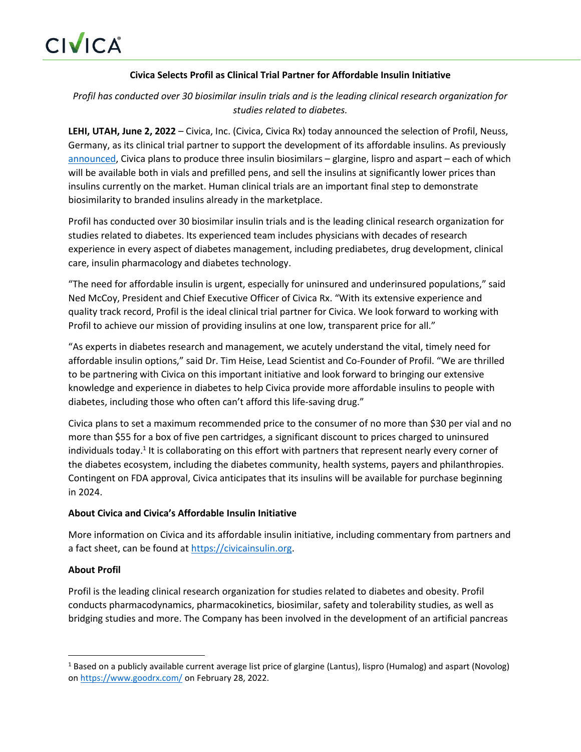CIVICA

**Civica Selects Profil as Clinical Trial Partner for Affordable Insulin Initiative**

*Profil has conducted over 30 biosimilar insulin trials and is the leading clinical research organization for studies related to diabetes.*

**LEHI, UTAH, June 2, 2022** – Civica, Inc. (Civica, Civica Rx) today announced the selection of Profil, Neuss, Germany, as its clinical trial partner to support the development of its affordable insulins. As previously announced, Civica plans to produce three insulin biosimilars – glargine, lispro and aspart – each of which will be available both in vials and prefilled pens, and sell the insulins at significantly lower prices than insulins currently on the market. Human clinical trials are an important final step to demonstrate biosimilarity to branded insulins already in the marketplace.

Profil has conducted over 30 biosimilar insulin trials and is the leading clinical research organization for studies related to diabetes. Its experienced team includes physicians with decades of research experience in every aspect of diabetes management, including prediabetes, drug development, clinical care, insulin pharmacology and diabetes technology.

"The need for affordable insulin is urgent, especially for uninsured and underinsured populations," said Ned McCoy, President and Chief Executive Officer of Civica Rx. "With its extensive experience and quality track record, Profil is the ideal clinical trial partner for Civica. We look forward to working with Profil to achieve our mission of providing insulins at one low, transparent price for all."

"As experts in diabetes research and management, we acutely understand the vital, timely need for affordable insulin options," said Dr. Tim Heise, Lead Scientist and Co-Founder of Profil. "We are thrilled to be partnering with Civica on this important initiative and look forward to bringing our extensive knowledge and experience in diabetes to help Civica provide more affordable insulins to people with diabetes, including those who often can't afford this life-saving drug."

Civica plans to set a maximum recommended price to the consumer of no more than $30 per vial and no more than $55 for a box of five pen cartridges, a significant discount to prices charged to uninsured individuals today.[1] It is collaborating on this effort with partners that represent nearly every corner of the diabetes ecosystem, including the diabetes community, health systems, payers and philanthropies. Contingent on FDA approval, Civica anticipates that its insulins will be available for purchase beginning in 2024.

**About Civica and Civica's Affordable Insulin Initiative**

More information on Civica and its affordable insulin initiative, including commentary from partners and a fact sheet, can be found at https://civicainsulin.org.

**About Profil**

Profil is the leading clinical research organization for studies related to diabetes and obesity. Profil conducts pharmacodynamics, pharmacokinetics, biosimilar, safety and tolerability studies, as well as bridging studies and more. The Company has been involved in the development of an artificial pancreas

---

[1] Based on a publicly available current average list price of glargine (Lantus), lispro (Humalog) and aspart (Novolog) on https://www.goodrx.com/ on February 28, 2022.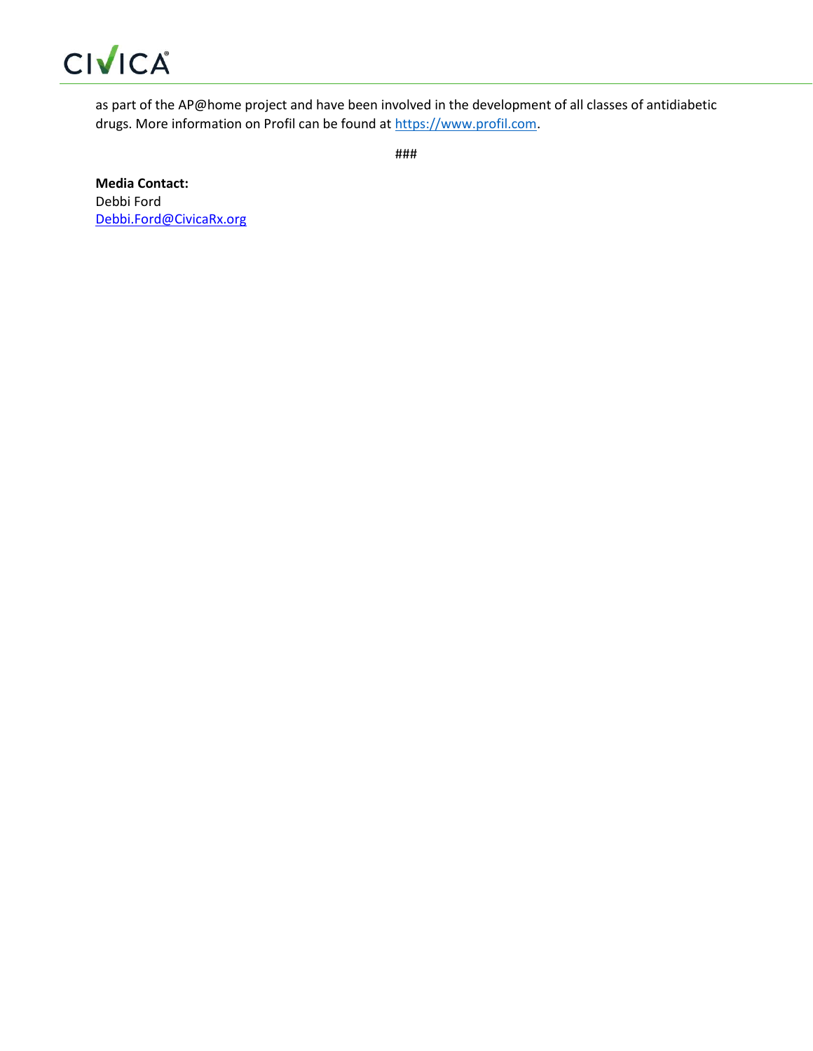as part of the AP@home project and have been involved in the development of all classes of antidiabetic drugs. More information on Profil can be found at https://www.profil.com.

###

**Media Contact:**
Debbi Ford
Debbi.Ford@CivicaRx.org